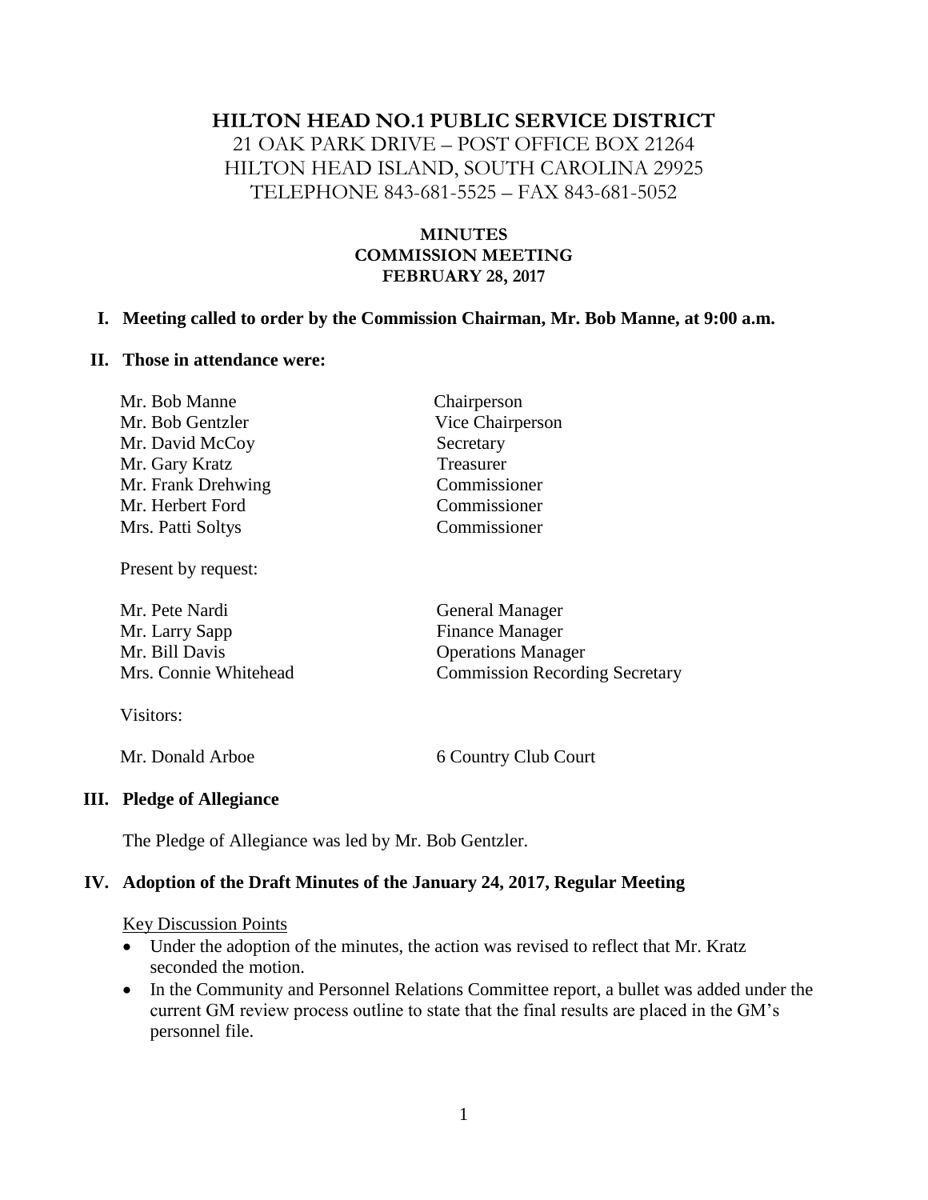# HILTON HEAD NO.1 PUBLIC SERVICE DISTRICT

21 OAK PARK DRIVE – POST OFFICE BOX 21264
HILTON HEAD ISLAND, SOUTH CAROLINA 29925
TELEPHONE 843-681-5525 – FAX 843-681-5052

**MINUTES**
**COMMISSION MEETING**
**FEBRUARY 28, 2017**

## I. Meeting called to order by the Commission Chairman, Mr. Bob Manne, at 9:00 a.m.

## II. Those in attendance were:

| | |
|---|---|
| Mr. Bob Manne | Chairperson |
| Mr. Bob Gentzler | Vice Chairperson |
| Mr. David McCoy | Secretary |
| Mr. Gary Kratz | Treasurer |
| Mr. Frank Drehwing | Commissioner |
| Mr. Herbert Ford | Commissioner |
| Mrs. Patti Soltys | Commissioner |

Present by request:

| | |
|---|---|
| Mr. Pete Nardi | General Manager |
| Mr. Larry Sapp | Finance Manager |
| Mr. Bill Davis | Operations Manager |
| Mrs. Connie Whitehead | Commission Recording Secretary |

Visitors:

| | |
|---|---|
| Mr. Donald Arboe | 6 Country Club Court |

## III. Pledge of Allegiance

The Pledge of Allegiance was led by Mr. Bob Gentzler.

## IV. Adoption of the Draft Minutes of the January 24, 2017, Regular Meeting

Key Discussion Points

- Under the adoption of the minutes, the action was revised to reflect that Mr. Kratz seconded the motion.
- In the Community and Personnel Relations Committee report, a bullet was added under the current GM review process outline to state that the final results are placed in the GM's personnel file.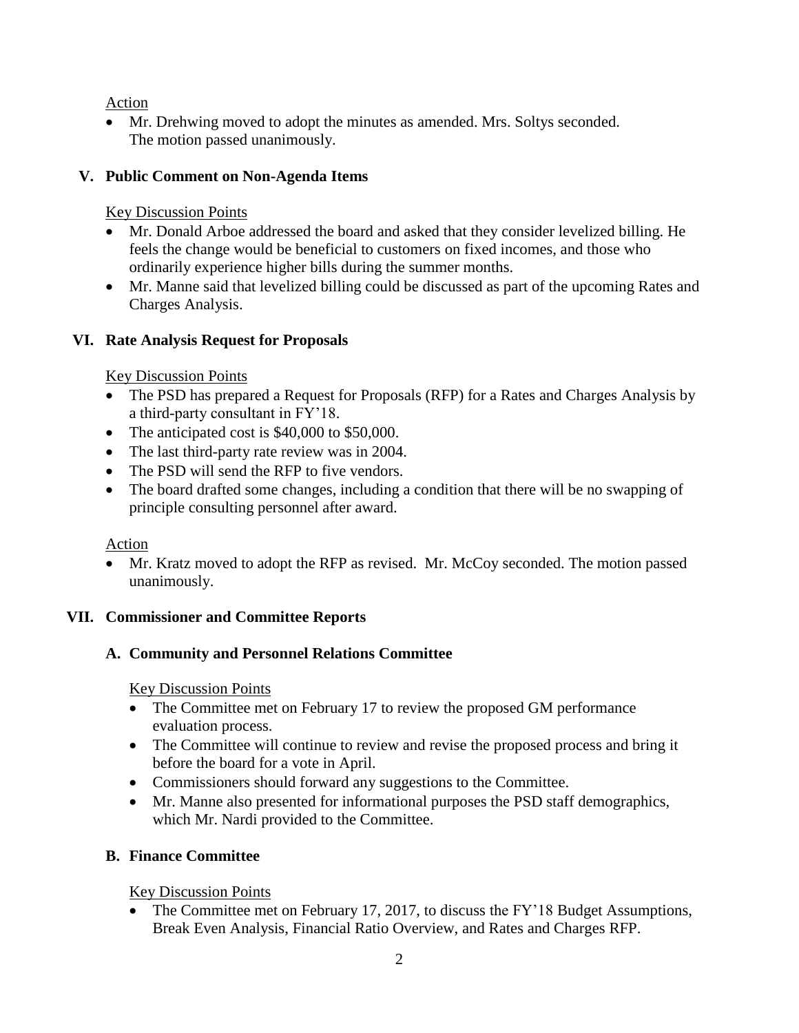Action

- Mr. Drehwing moved to adopt the minutes as amended. Mrs. Soltys seconded. The motion passed unanimously.

## V. Public Comment on Non-Agenda Items

Key Discussion Points

- Mr. Donald Arboe addressed the board and asked that they consider levelized billing. He feels the change would be beneficial to customers on fixed incomes, and those who ordinarily experience higher bills during the summer months.
- Mr. Manne said that levelized billing could be discussed as part of the upcoming Rates and Charges Analysis.

## VI. Rate Analysis Request for Proposals

Key Discussion Points

- The PSD has prepared a Request for Proposals (RFP) for a Rates and Charges Analysis by a third-party consultant in FY'18.
- The anticipated cost is $40,000 to $50,000.
- The last third-party rate review was in 2004.
- The PSD will send the RFP to five vendors.
- The board drafted some changes, including a condition that there will be no swapping of principle consulting personnel after award.

Action

- Mr. Kratz moved to adopt the RFP as revised. Mr. McCoy seconded. The motion passed unanimously.

## VII. Commissioner and Committee Reports

### A. Community and Personnel Relations Committee

Key Discussion Points

- The Committee met on February 17 to review the proposed GM performance evaluation process.
- The Committee will continue to review and revise the proposed process and bring it before the board for a vote in April.
- Commissioners should forward any suggestions to the Committee.
- Mr. Manne also presented for informational purposes the PSD staff demographics, which Mr. Nardi provided to the Committee.

### B. Finance Committee

Key Discussion Points

- The Committee met on February 17, 2017, to discuss the FY'18 Budget Assumptions, Break Even Analysis, Financial Ratio Overview, and Rates and Charges RFP.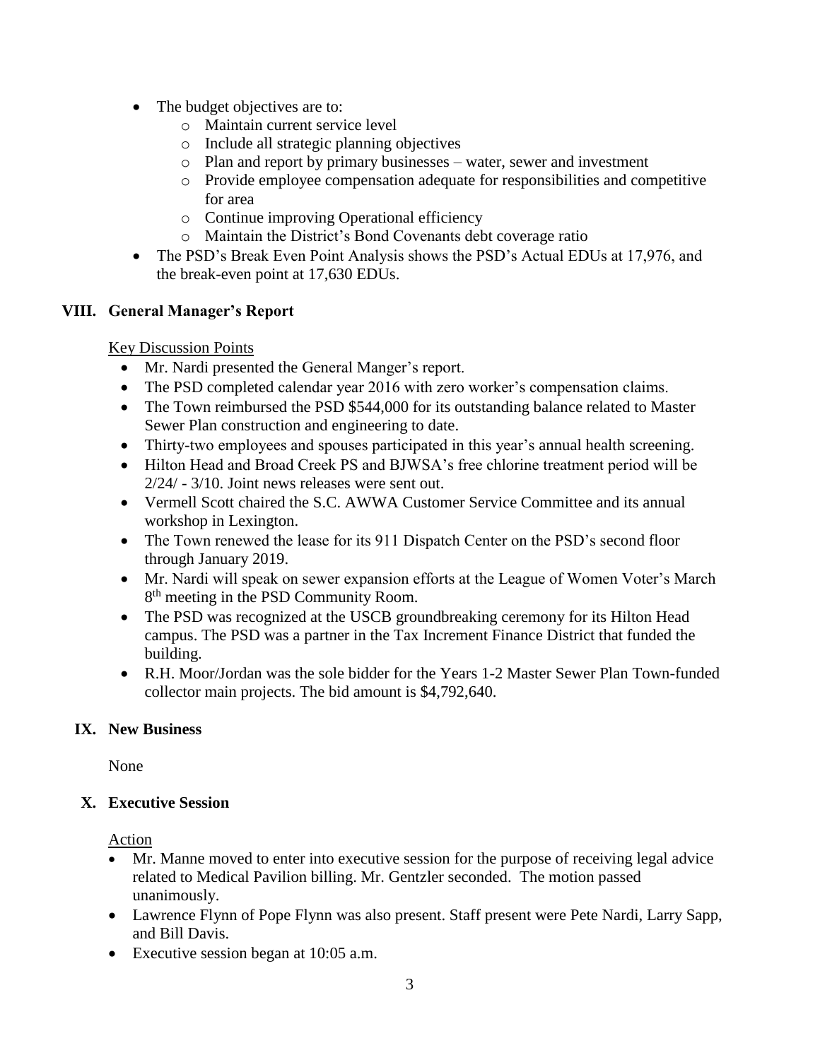- The budget objectives are to:
  - Maintain current service level
  - Include all strategic planning objectives
  - Plan and report by primary businesses – water, sewer and investment
  - Provide employee compensation adequate for responsibilities and competitive for area
  - Continue improving Operational efficiency
  - Maintain the District's Bond Covenants debt coverage ratio
- The PSD's Break Even Point Analysis shows the PSD's Actual EDUs at 17,976, and the break-even point at 17,630 EDUs.

## VIII. General Manager's Report

Key Discussion Points

- Mr. Nardi presented the General Manger's report.
- The PSD completed calendar year 2016 with zero worker's compensation claims.
- The Town reimbursed the PSD $544,000 for its outstanding balance related to Master Sewer Plan construction and engineering to date.
- Thirty-two employees and spouses participated in this year's annual health screening.
- Hilton Head and Broad Creek PS and BJWSA's free chlorine treatment period will be 2/24/ - 3/10. Joint news releases were sent out.
- Vermell Scott chaired the S.C. AWWA Customer Service Committee and its annual workshop in Lexington.
- The Town renewed the lease for its 911 Dispatch Center on the PSD's second floor through January 2019.
- Mr. Nardi will speak on sewer expansion efforts at the League of Women Voter's March 8th meeting in the PSD Community Room.
- The PSD was recognized at the USCB groundbreaking ceremony for its Hilton Head campus. The PSD was a partner in the Tax Increment Finance District that funded the building.
- R.H. Moor/Jordan was the sole bidder for the Years 1-2 Master Sewer Plan Town-funded collector main projects. The bid amount is $4,792,640.

## IX. New Business

None

## X. Executive Session

Action

- Mr. Manne moved to enter into executive session for the purpose of receiving legal advice related to Medical Pavilion billing. Mr. Gentzler seconded. The motion passed unanimously.
- Lawrence Flynn of Pope Flynn was also present. Staff present were Pete Nardi, Larry Sapp, and Bill Davis.
- Executive session began at 10:05 a.m.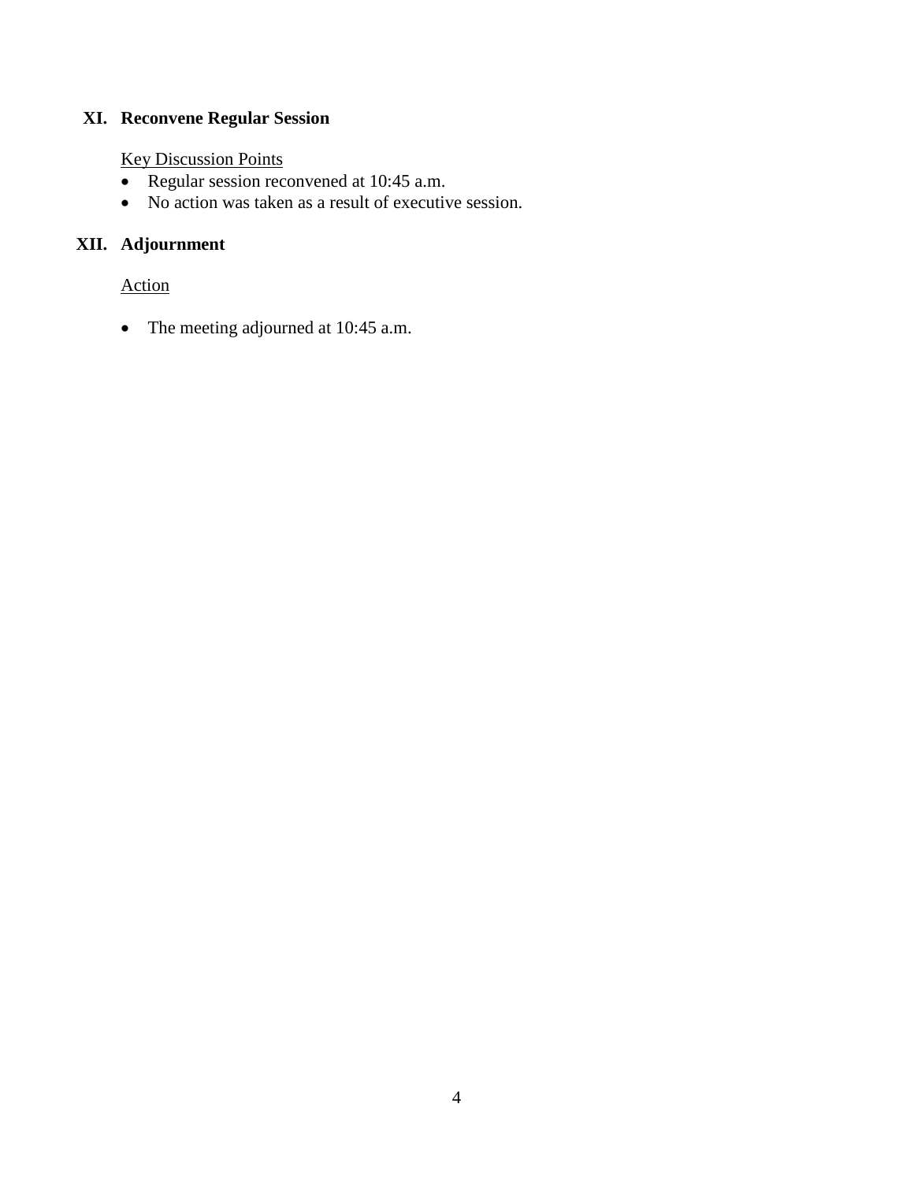## XI. Reconvene Regular Session

Key Discussion Points

- Regular session reconvened at 10:45 a.m.
- No action was taken as a result of executive session.

## XII. Adjournment

Action

- The meeting adjourned at 10:45 a.m.